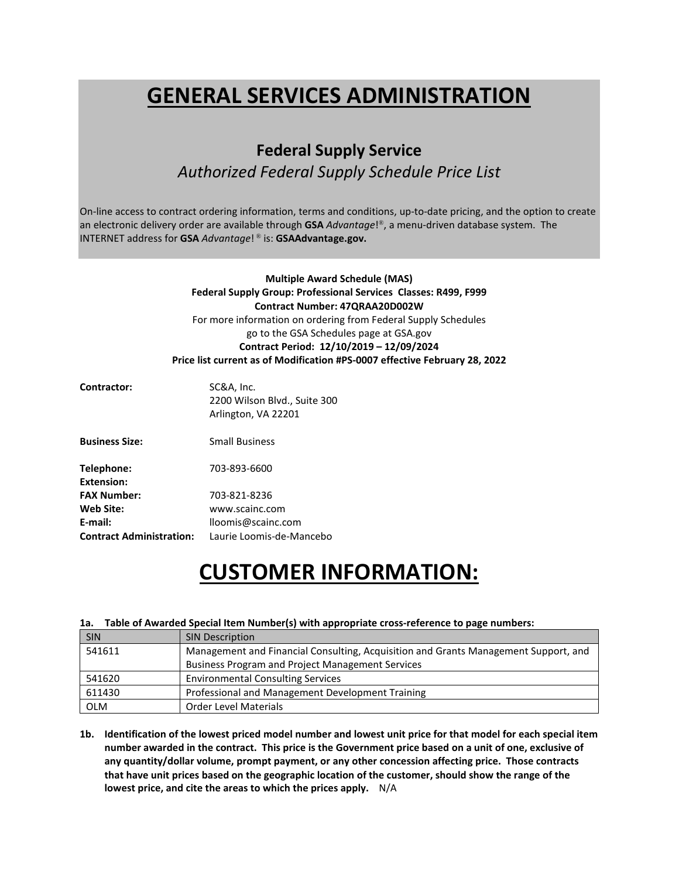# GENERAL SERVICES ADMINISTRATION

## Federal Supply Service

### *Authorized Federal Supply Schedule Price List*

On-line access to contract ordering information, terms and conditions, up-to-date pricing, and the option to create an electronic delivery order are available through **GSA** *Advantage*!®, a menu-driven database system. The INTERNET address for **GSA** *Advantage*! ® is: **GSAAdvantage.gov.**

**Multiple Award Schedule (MAS)**
**Federal Supply Group: Professional Services Classes: R499, F999**
**Contract Number: 47QRAA20D002W**
For more information on ordering from Federal Supply Schedules
go to the GSA Schedules page at GSA.gov
**Contract Period: 12/10/2019 – 12/09/2024**
**Price list current as of Modification #PS-0007 effective February 28, 2022**

**Contractor:** SC&A, Inc.
2200 Wilson Blvd., Suite 300
Arlington, VA 22201

**Business Size:** Small Business

**Telephone:** 703-893-6600
**Extension:**
**FAX Number:** 703-821-8236
**Web Site:** www.scainc.com
**E-mail:** lloomis@scainc.com
**Contract Administration:** Laurie Loomis-de-Mancebo

# CUSTOMER INFORMATION:

**1a. Table of Awarded Special Item Number(s) with appropriate cross-reference to page numbers:**

| SIN | SIN Description |
| --- | --- |
| 541611 | Management and Financial Consulting, Acquisition and Grants Management Support, and Business Program and Project Management Services |
| 541620 | Environmental Consulting Services |
| 611430 | Professional and Management Development Training |
| OLM | Order Level Materials |

**1b. Identification of the lowest priced model number and lowest unit price for that model for each special item number awarded in the contract. This price is the Government price based on a unit of one, exclusive of any quantity/dollar volume, prompt payment, or any other concession affecting price. Those contracts that have unit prices based on the geographic location of the customer, should show the range of the lowest price, and cite the areas to which the prices apply.** N/A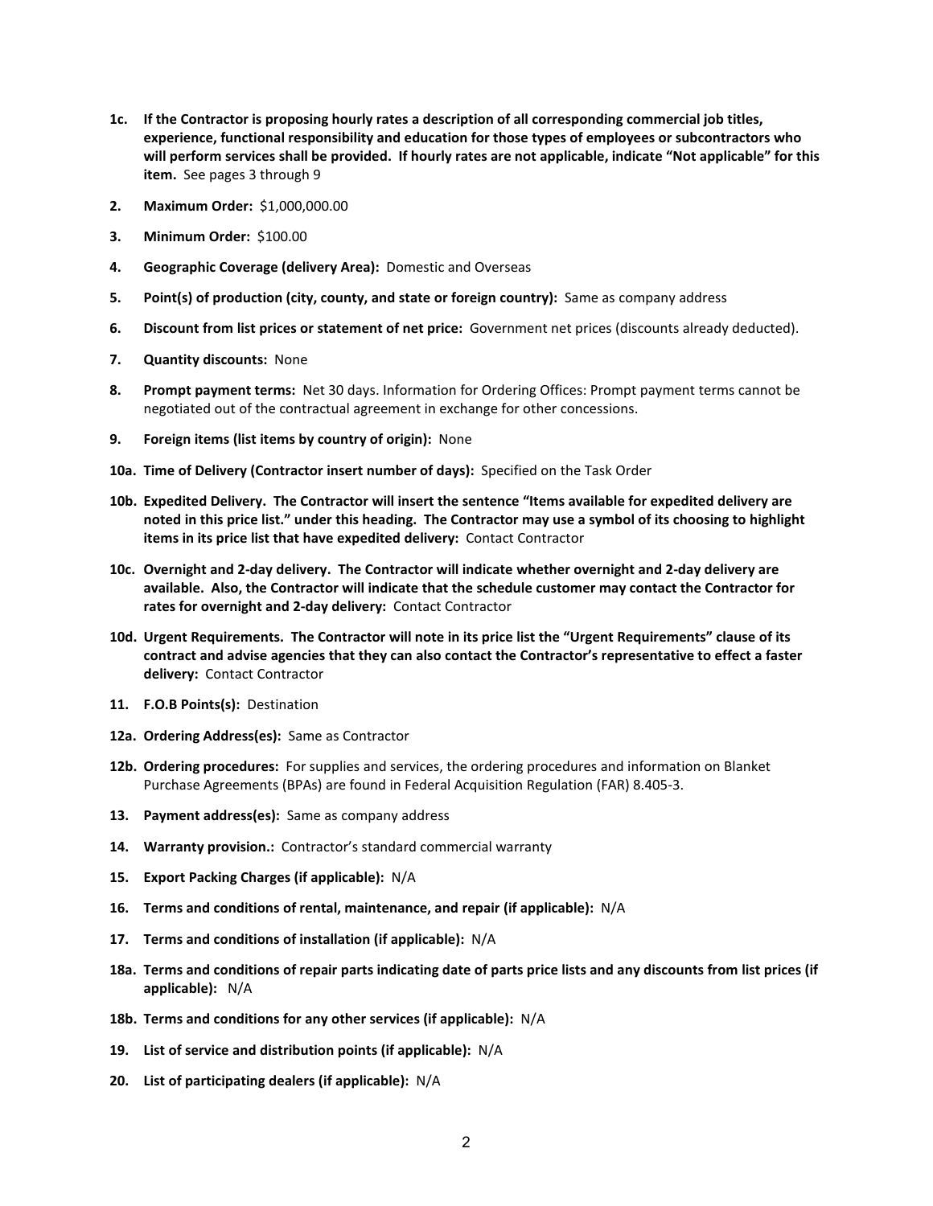**1c. If the Contractor is proposing hourly rates a description of all corresponding commercial job titles, experience, functional responsibility and education for those types of employees or subcontractors who will perform services shall be provided. If hourly rates are not applicable, indicate "Not applicable" for this item.** See pages 3 through 9

**2. Maximum Order:** $1,000,000.00

**3. Minimum Order:** $100.00

**4. Geographic Coverage (delivery Area):** Domestic and Overseas

**5. Point(s) of production (city, county, and state or foreign country):** Same as company address

**6. Discount from list prices or statement of net price:** Government net prices (discounts already deducted).

**7. Quantity discounts:** None

**8. Prompt payment terms:** Net 30 days. Information for Ordering Offices: Prompt payment terms cannot be negotiated out of the contractual agreement in exchange for other concessions.

**9. Foreign items (list items by country of origin):** None

**10a. Time of Delivery (Contractor insert number of days):** Specified on the Task Order

**10b. Expedited Delivery. The Contractor will insert the sentence "Items available for expedited delivery are noted in this price list." under this heading. The Contractor may use a symbol of its choosing to highlight items in its price list that have expedited delivery:** Contact Contractor

**10c. Overnight and 2-day delivery. The Contractor will indicate whether overnight and 2-day delivery are available. Also, the Contractor will indicate that the schedule customer may contact the Contractor for rates for overnight and 2-day delivery:** Contact Contractor

**10d. Urgent Requirements. The Contractor will note in its price list the "Urgent Requirements" clause of its contract and advise agencies that they can also contact the Contractor's representative to effect a faster delivery:** Contact Contractor

**11. F.O.B Points(s):** Destination

**12a. Ordering Address(es):** Same as Contractor

**12b. Ordering procedures:** For supplies and services, the ordering procedures and information on Blanket Purchase Agreements (BPAs) are found in Federal Acquisition Regulation (FAR) 8.405-3.

**13. Payment address(es):** Same as company address

**14. Warranty provision.:** Contractor's standard commercial warranty

**15. Export Packing Charges (if applicable):** N/A

**16. Terms and conditions of rental, maintenance, and repair (if applicable):** N/A

**17. Terms and conditions of installation (if applicable):** N/A

**18a. Terms and conditions of repair parts indicating date of parts price lists and any discounts from list prices (if applicable):** N/A

**18b. Terms and conditions for any other services (if applicable):** N/A

**19. List of service and distribution points (if applicable):** N/A

**20. List of participating dealers (if applicable):** N/A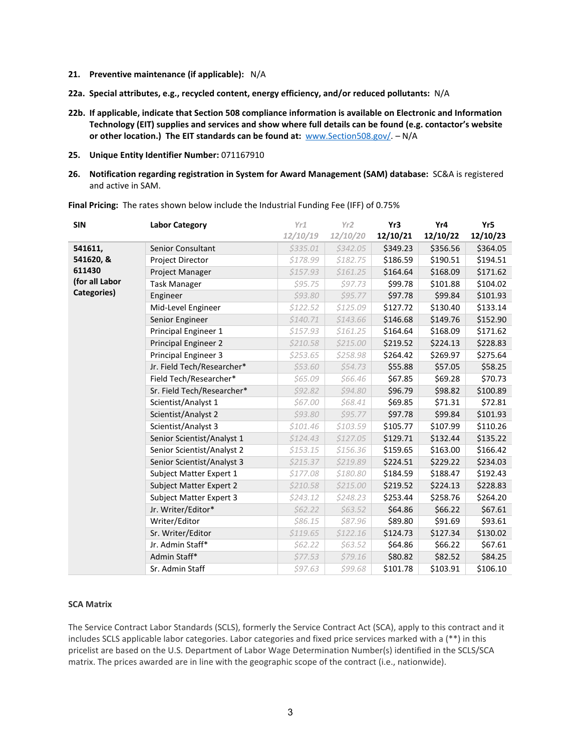**21. Preventive maintenance (if applicable):** N/A

**22a. Special attributes, e.g., recycled content, energy efficiency, and/or reduced pollutants:** N/A

**22b. If applicable, indicate that Section 508 compliance information is available on Electronic and Information Technology (EIT) supplies and services and show where full details can be found (e.g. contactor's website or other location.) The EIT standards can be found at:** www.Section508.gov/. – N/A

**25. Unique Entity Identifier Number:** 071167910

**26. Notification regarding registration in System for Award Management (SAM) database:** SC&A is registered and active in SAM.

**Final Pricing:** The rates shown below include the Industrial Funding Fee (IFF) of 0.75%

| SIN | Labor Category | *Yr1 12/10/19* | *Yr2 12/10/20* | Yr3 12/10/21 | Yr4 12/10/22 | Yr5 12/10/23 |
|---|---|---|---|---|---|---|
| **541611, 541620, & 611430 (for all Labor Categories)** | Senior Consultant | *$335.01* | *$342.05* | $349.23 | $356.56 | $364.05 |
| | Project Director | *$178.99* | *$182.75* | $186.59 | $190.51 | $194.51 |
| | Project Manager | *$157.93* | *$161.25* | $164.64 | $168.09 | $171.62 |
| | Task Manager | *$95.75* | *$97.73* | $99.78 | $101.88 | $104.02 |
| | Engineer | *$93.80* | *$95.77* | $97.78 | $99.84 | $101.93 |
| | Mid-Level Engineer | *$122.52* | *$125.09* | $127.72 | $130.40 | $133.14 |
| | Senior Engineer | *$140.71* | *$143.66* | $146.68 | $149.76 | $152.90 |
| | Principal Engineer 1 | *$157.93* | *$161.25* | $164.64 | $168.09 | $171.62 |
| | Principal Engineer 2 | *$210.58* | *$215.00* | $219.52 | $224.13 | $228.83 |
| | Principal Engineer 3 | *$253.65* | *$258.98* | $264.42 | $269.97 | $275.64 |
| | Jr. Field Tech/Researcher* | *$53.60* | *$54.73* | $55.88 | $57.05 | $58.25 |
| | Field Tech/Researcher* | *$65.09* | *$66.46* | $67.85 | $69.28 | $70.73 |
| | Sr. Field Tech/Researcher* | *$92.82* | *$94.80* | $96.79 | $98.82 | $100.89 |
| | Scientist/Analyst 1 | *$67.00* | *$68.41* | $69.85 | $71.31 | $72.81 |
| | Scientist/Analyst 2 | *$93.80* | *$95.77* | $97.78 | $99.84 | $101.93 |
| | Scientist/Analyst 3 | *$101.46* | *$103.59* | $105.77 | $107.99 | $110.26 |
| | Senior Scientist/Analyst 1 | *$124.43* | *$127.05* | $129.71 | $132.44 | $135.22 |
| | Senior Scientist/Analyst 2 | *$153.15* | *$156.36* | $159.65 | $163.00 | $166.42 |
| | Senior Scientist/Analyst 3 | *$215.37* | *$219.89* | $224.51 | $229.22 | $234.03 |
| | Subject Matter Expert 1 | *$177.08* | *$180.80* | $184.59 | $188.47 | $192.43 |
| | Subject Matter Expert 2 | *$210.58* | *$215.00* | $219.52 | $224.13 | $228.83 |
| | Subject Matter Expert 3 | *$243.12* | *$248.23* | $253.44 | $258.76 | $264.20 |
| | Jr. Writer/Editor* | *$62.22* | *$63.52* | $64.86 | $66.22 | $67.61 |
| | Writer/Editor | *$86.15* | *$87.96* | $89.80 | $91.69 | $93.61 |
| | Sr. Writer/Editor | *$119.65* | *$122.16* | $124.73 | $127.34 | $130.02 |
| | Jr. Admin Staff* | *$62.22* | *$63.52* | $64.86 | $66.22 | $67.61 |
| | Admin Staff* | *$77.53* | *$79.16* | $80.82 | $82.52 | $84.25 |
| | Sr. Admin Staff | *$97.63* | *$99.68* | $101.78 | $103.91 | $106.10 |

**SCA Matrix**

The Service Contract Labor Standards (SCLS), formerly the Service Contract Act (SCA), apply to this contract and it includes SCLS applicable labor categories. Labor categories and fixed price services marked with a (**) in this pricelist are based on the U.S. Department of Labor Wage Determination Number(s) identified in the SCLS/SCA matrix. The prices awarded are in line with the geographic scope of the contract (i.e., nationwide).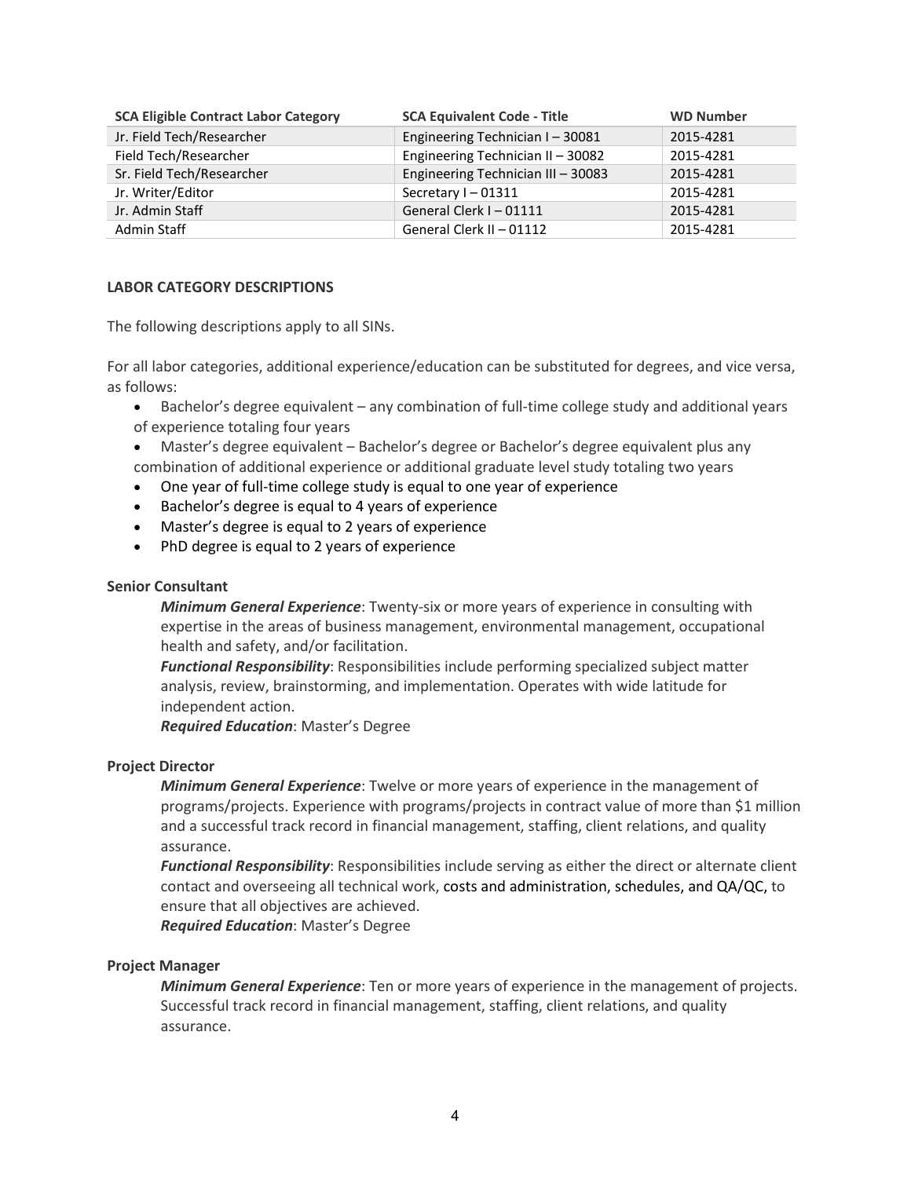| SCA Eligible Contract Labor Category | SCA Equivalent Code - Title | WD Number |
|---|---|---|
| Jr. Field Tech/Researcher | Engineering Technician I – 30081 | 2015-4281 |
| Field Tech/Researcher | Engineering Technician II – 30082 | 2015-4281 |
| Sr. Field Tech/Researcher | Engineering Technician III – 30083 | 2015-4281 |
| Jr. Writer/Editor | Secretary I – 01311 | 2015-4281 |
| Jr. Admin Staff | General Clerk I – 01111 | 2015-4281 |
| Admin Staff | General Clerk II – 01112 | 2015-4281 |

## LABOR CATEGORY DESCRIPTIONS

The following descriptions apply to all SINs.

For all labor categories, additional experience/education can be substituted for degrees, and vice versa, as follows:

- Bachelor's degree equivalent – any combination of full-time college study and additional years of experience totaling four years
- Master's degree equivalent – Bachelor's degree or Bachelor's degree equivalent plus any combination of additional experience or additional graduate level study totaling two years
- One year of full-time college study is equal to one year of experience
- Bachelor's degree is equal to 4 years of experience
- Master's degree is equal to 2 years of experience
- PhD degree is equal to 2 years of experience

### Senior Consultant

***Minimum General Experience***: Twenty-six or more years of experience in consulting with expertise in the areas of business management, environmental management, occupational health and safety, and/or facilitation.

***Functional Responsibility***: Responsibilities include performing specialized subject matter analysis, review, brainstorming, and implementation. Operates with wide latitude for independent action.

***Required Education***: Master's Degree

### Project Director

***Minimum General Experience***: Twelve or more years of experience in the management of programs/projects. Experience with programs/projects in contract value of more than $1 million and a successful track record in financial management, staffing, client relations, and quality assurance.

***Functional Responsibility***: Responsibilities include serving as either the direct or alternate client contact and overseeing all technical work, costs and administration, schedules, and QA/QC, to ensure that all objectives are achieved.

***Required Education***: Master's Degree

### Project Manager

***Minimum General Experience***: Ten or more years of experience in the management of projects. Successful track record in financial management, staffing, client relations, and quality assurance.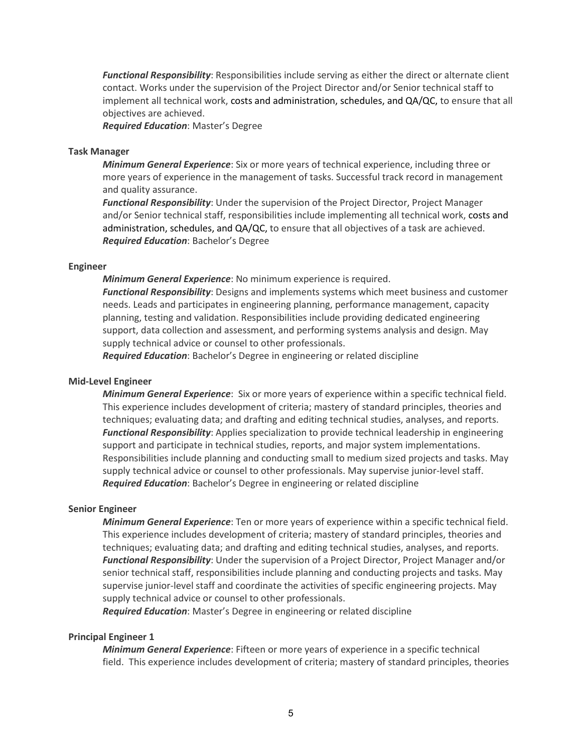***Functional Responsibility***: Responsibilities include serving as either the direct or alternate client contact. Works under the supervision of the Project Director and/or Senior technical staff to implement all technical work, costs and administration, schedules, and QA/QC, to ensure that all objectives are achieved.
***Required Education***: Master's Degree

**Task Manager**

***Minimum General Experience***: Six or more years of technical experience, including three or more years of experience in the management of tasks. Successful track record in management and quality assurance.
***Functional Responsibility***: Under the supervision of the Project Director, Project Manager and/or Senior technical staff, responsibilities include implementing all technical work, costs and administration, schedules, and QA/QC, to ensure that all objectives of a task are achieved.
***Required Education***: Bachelor's Degree

**Engineer**

***Minimum General Experience***: No minimum experience is required.
***Functional Responsibility***: Designs and implements systems which meet business and customer needs. Leads and participates in engineering planning, performance management, capacity planning, testing and validation. Responsibilities include providing dedicated engineering support, data collection and assessment, and performing systems analysis and design. May supply technical advice or counsel to other professionals.
***Required Education***: Bachelor's Degree in engineering or related discipline

**Mid-Level Engineer**

***Minimum General Experience***: Six or more years of experience within a specific technical field. This experience includes development of criteria; mastery of standard principles, theories and techniques; evaluating data; and drafting and editing technical studies, analyses, and reports.
***Functional Responsibility***: Applies specialization to provide technical leadership in engineering support and participate in technical studies, reports, and major system implementations. Responsibilities include planning and conducting small to medium sized projects and tasks. May supply technical advice or counsel to other professionals. May supervise junior-level staff.
***Required Education***: Bachelor's Degree in engineering or related discipline

**Senior Engineer**

***Minimum General Experience***: Ten or more years of experience within a specific technical field. This experience includes development of criteria; mastery of standard principles, theories and techniques; evaluating data; and drafting and editing technical studies, analyses, and reports.
***Functional Responsibility***: Under the supervision of a Project Director, Project Manager and/or senior technical staff, responsibilities include planning and conducting projects and tasks. May supervise junior-level staff and coordinate the activities of specific engineering projects. May supply technical advice or counsel to other professionals.
***Required Education***: Master's Degree in engineering or related discipline

**Principal Engineer 1**

***Minimum General Experience***: Fifteen or more years of experience in a specific technical field. This experience includes development of criteria; mastery of standard principles, theories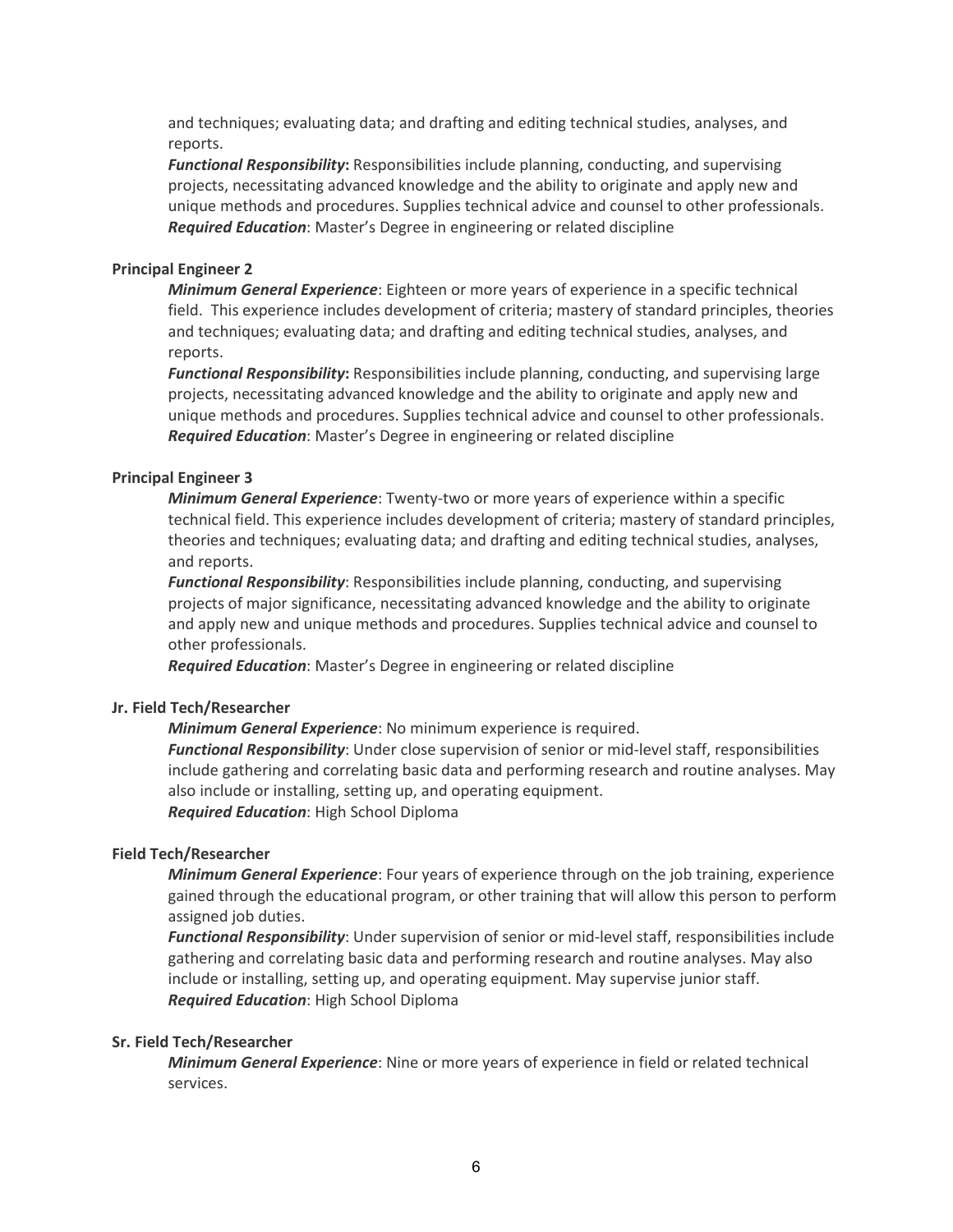and techniques; evaluating data; and drafting and editing technical studies, analyses, and reports.

***Functional Responsibility*:** Responsibilities include planning, conducting, and supervising projects, necessitating advanced knowledge and the ability to originate and apply new and unique methods and procedures. Supplies technical advice and counsel to other professionals.

***Required Education***: Master's Degree in engineering or related discipline

**Principal Engineer 2**

***Minimum General Experience***: Eighteen or more years of experience in a specific technical field. This experience includes development of criteria; mastery of standard principles, theories and techniques; evaluating data; and drafting and editing technical studies, analyses, and reports.

***Functional Responsibility*:** Responsibilities include planning, conducting, and supervising large projects, necessitating advanced knowledge and the ability to originate and apply new and unique methods and procedures. Supplies technical advice and counsel to other professionals.

***Required Education***: Master's Degree in engineering or related discipline

**Principal Engineer 3**

***Minimum General Experience***: Twenty-two or more years of experience within a specific technical field. This experience includes development of criteria; mastery of standard principles, theories and techniques; evaluating data; and drafting and editing technical studies, analyses, and reports.

***Functional Responsibility***: Responsibilities include planning, conducting, and supervising projects of major significance, necessitating advanced knowledge and the ability to originate and apply new and unique methods and procedures. Supplies technical advice and counsel to other professionals.

***Required Education***: Master's Degree in engineering or related discipline

**Jr. Field Tech/Researcher**

***Minimum General Experience***: No minimum experience is required.

***Functional Responsibility***: Under close supervision of senior or mid-level staff, responsibilities include gathering and correlating basic data and performing research and routine analyses. May also include or installing, setting up, and operating equipment.

***Required Education***: High School Diploma

**Field Tech/Researcher**

***Minimum General Experience***: Four years of experience through on the job training, experience gained through the educational program, or other training that will allow this person to perform assigned job duties.

***Functional Responsibility***: Under supervision of senior or mid-level staff, responsibilities include gathering and correlating basic data and performing research and routine analyses. May also include or installing, setting up, and operating equipment. May supervise junior staff.

***Required Education***: High School Diploma

**Sr. Field Tech/Researcher**

***Minimum General Experience***: Nine or more years of experience in field or related technical services.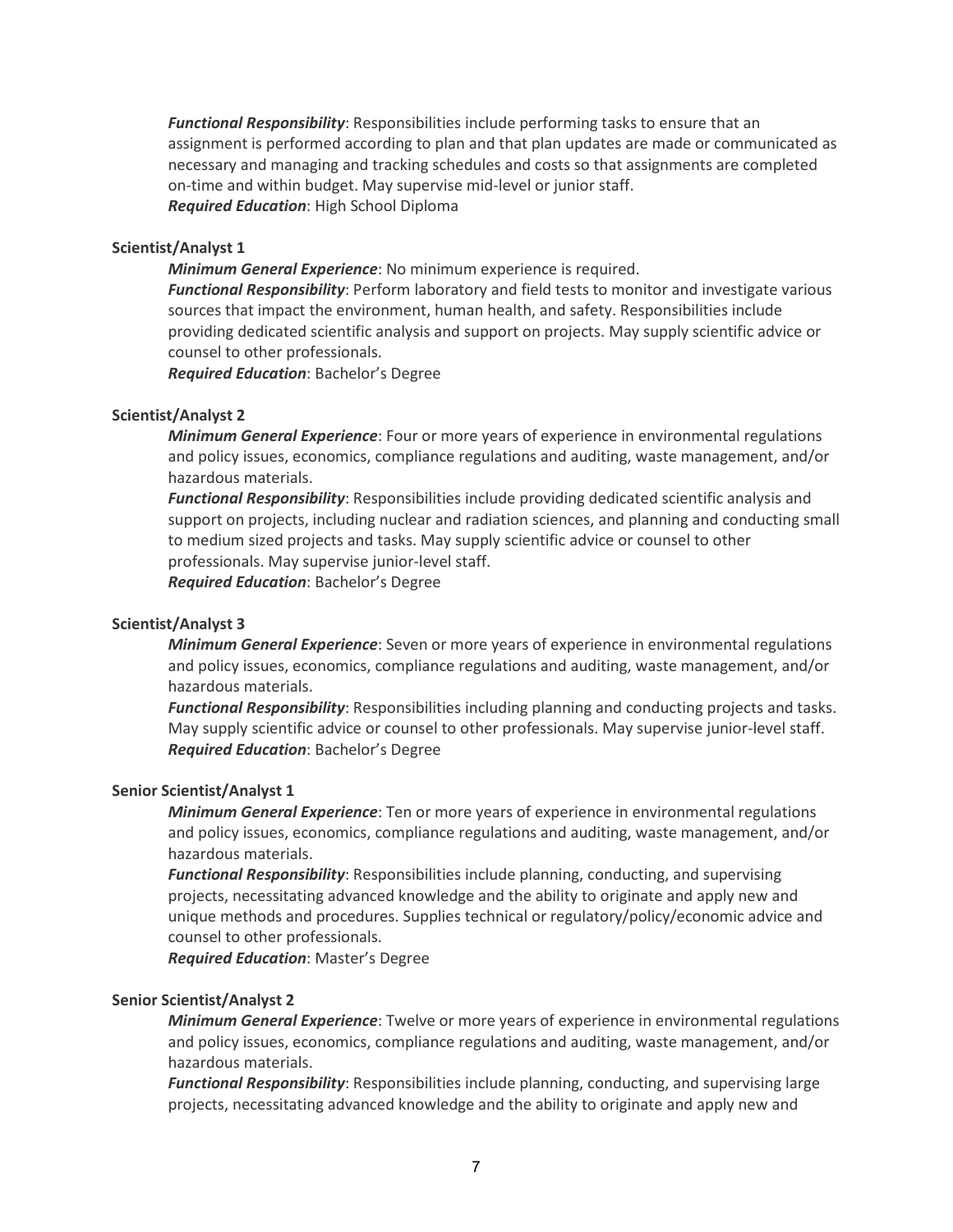***Functional Responsibility***: Responsibilities include performing tasks to ensure that an assignment is performed according to plan and that plan updates are made or communicated as necessary and managing and tracking schedules and costs so that assignments are completed on-time and within budget. May supervise mid-level or junior staff.
***Required Education***: High School Diploma

**Scientist/Analyst 1**

***Minimum General Experience***: No minimum experience is required.
***Functional Responsibility***: Perform laboratory and field tests to monitor and investigate various sources that impact the environment, human health, and safety. Responsibilities include providing dedicated scientific analysis and support on projects. May supply scientific advice or counsel to other professionals.
***Required Education***: Bachelor's Degree

**Scientist/Analyst 2**

***Minimum General Experience***: Four or more years of experience in environmental regulations and policy issues, economics, compliance regulations and auditing, waste management, and/or hazardous materials.
***Functional Responsibility***: Responsibilities include providing dedicated scientific analysis and support on projects, including nuclear and radiation sciences, and planning and conducting small to medium sized projects and tasks. May supply scientific advice or counsel to other professionals. May supervise junior-level staff.
***Required Education***: Bachelor's Degree

**Scientist/Analyst 3**

***Minimum General Experience***: Seven or more years of experience in environmental regulations and policy issues, economics, compliance regulations and auditing, waste management, and/or hazardous materials.
***Functional Responsibility***: Responsibilities including planning and conducting projects and tasks. May supply scientific advice or counsel to other professionals. May supervise junior-level staff.
***Required Education***: Bachelor's Degree

**Senior Scientist/Analyst 1**

***Minimum General Experience***: Ten or more years of experience in environmental regulations and policy issues, economics, compliance regulations and auditing, waste management, and/or hazardous materials.
***Functional Responsibility***: Responsibilities include planning, conducting, and supervising projects, necessitating advanced knowledge and the ability to originate and apply new and unique methods and procedures. Supplies technical or regulatory/policy/economic advice and counsel to other professionals.
***Required Education***: Master's Degree

**Senior Scientist/Analyst 2**

***Minimum General Experience***: Twelve or more years of experience in environmental regulations and policy issues, economics, compliance regulations and auditing, waste management, and/or hazardous materials.
***Functional Responsibility***: Responsibilities include planning, conducting, and supervising large projects, necessitating advanced knowledge and the ability to originate and apply new and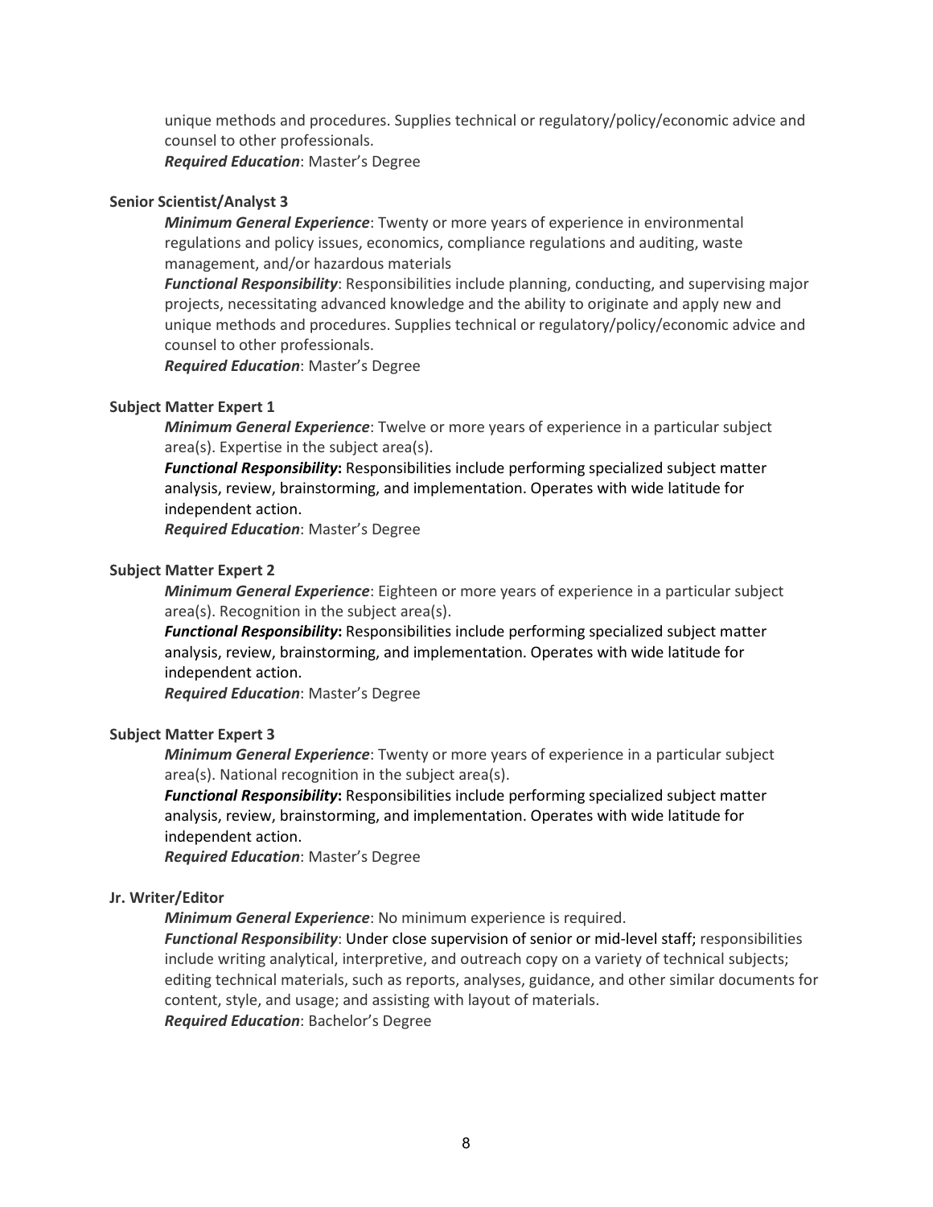unique methods and procedures. Supplies technical or regulatory/policy/economic advice and counsel to other professionals.
***Required Education***: Master's Degree

**Senior Scientist/Analyst 3**

***Minimum General Experience***: Twenty or more years of experience in environmental regulations and policy issues, economics, compliance regulations and auditing, waste management, and/or hazardous materials
***Functional Responsibility***: Responsibilities include planning, conducting, and supervising major projects, necessitating advanced knowledge and the ability to originate and apply new and unique methods and procedures. Supplies technical or regulatory/policy/economic advice and counsel to other professionals.
***Required Education***: Master's Degree

**Subject Matter Expert 1**

***Minimum General Experience***: Twelve or more years of experience in a particular subject area(s). Expertise in the subject area(s).
***Functional Responsibility*****:** Responsibilities include performing specialized subject matter analysis, review, brainstorming, and implementation. Operates with wide latitude for independent action.
***Required Education***: Master's Degree

**Subject Matter Expert 2**

***Minimum General Experience***: Eighteen or more years of experience in a particular subject area(s). Recognition in the subject area(s).
***Functional Responsibility*****:** Responsibilities include performing specialized subject matter analysis, review, brainstorming, and implementation. Operates with wide latitude for independent action.
***Required Education***: Master's Degree

**Subject Matter Expert 3**

***Minimum General Experience***: Twenty or more years of experience in a particular subject area(s). National recognition in the subject area(s).
***Functional Responsibility*****:** Responsibilities include performing specialized subject matter analysis, review, brainstorming, and implementation. Operates with wide latitude for independent action.
***Required Education***: Master's Degree

**Jr. Writer/Editor**

***Minimum General Experience***: No minimum experience is required.
***Functional Responsibility***: Under close supervision of senior or mid-level staff; responsibilities include writing analytical, interpretive, and outreach copy on a variety of technical subjects; editing technical materials, such as reports, analyses, guidance, and other similar documents for content, style, and usage; and assisting with layout of materials.
***Required Education***: Bachelor's Degree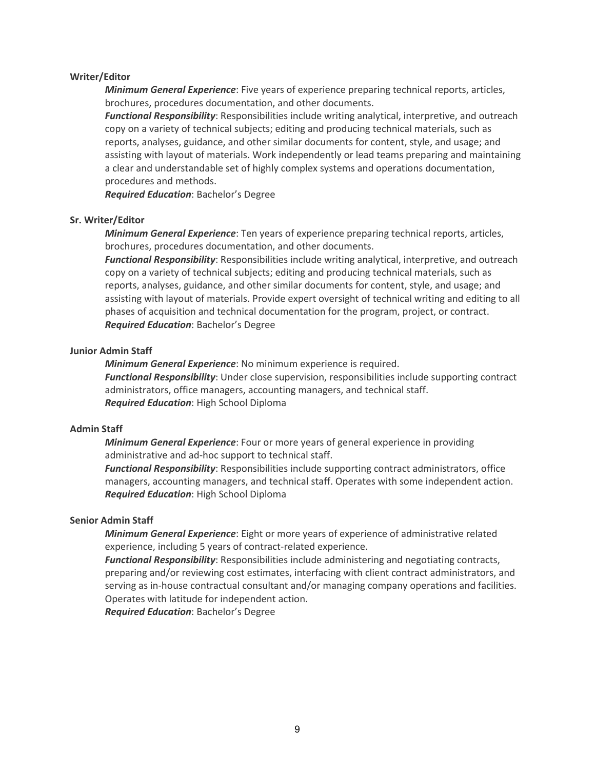**Writer/Editor**

***Minimum General Experience***: Five years of experience preparing technical reports, articles, brochures, procedures documentation, and other documents.

***Functional Responsibility***: Responsibilities include writing analytical, interpretive, and outreach copy on a variety of technical subjects; editing and producing technical materials, such as reports, analyses, guidance, and other similar documents for content, style, and usage; and assisting with layout of materials. Work independently or lead teams preparing and maintaining a clear and understandable set of highly complex systems and operations documentation, procedures and methods.

***Required Education***: Bachelor's Degree

**Sr. Writer/Editor**

***Minimum General Experience***: Ten years of experience preparing technical reports, articles, brochures, procedures documentation, and other documents.

***Functional Responsibility***: Responsibilities include writing analytical, interpretive, and outreach copy on a variety of technical subjects; editing and producing technical materials, such as reports, analyses, guidance, and other similar documents for content, style, and usage; and assisting with layout of materials. Provide expert oversight of technical writing and editing to all phases of acquisition and technical documentation for the program, project, or contract.

***Required Education***: Bachelor's Degree

**Junior Admin Staff**

***Minimum General Experience***: No minimum experience is required.

***Functional Responsibility***: Under close supervision, responsibilities include supporting contract administrators, office managers, accounting managers, and technical staff.

***Required Education***: High School Diploma

**Admin Staff**

***Minimum General Experience***: Four or more years of general experience in providing administrative and ad-hoc support to technical staff.

***Functional Responsibility***: Responsibilities include supporting contract administrators, office managers, accounting managers, and technical staff. Operates with some independent action.

***Required Education***: High School Diploma

**Senior Admin Staff**

***Minimum General Experience***: Eight or more years of experience of administrative related experience, including 5 years of contract-related experience.

***Functional Responsibility***: Responsibilities include administering and negotiating contracts, preparing and/or reviewing cost estimates, interfacing with client contract administrators, and serving as in-house contractual consultant and/or managing company operations and facilities. Operates with latitude for independent action.

***Required Education***: Bachelor's Degree